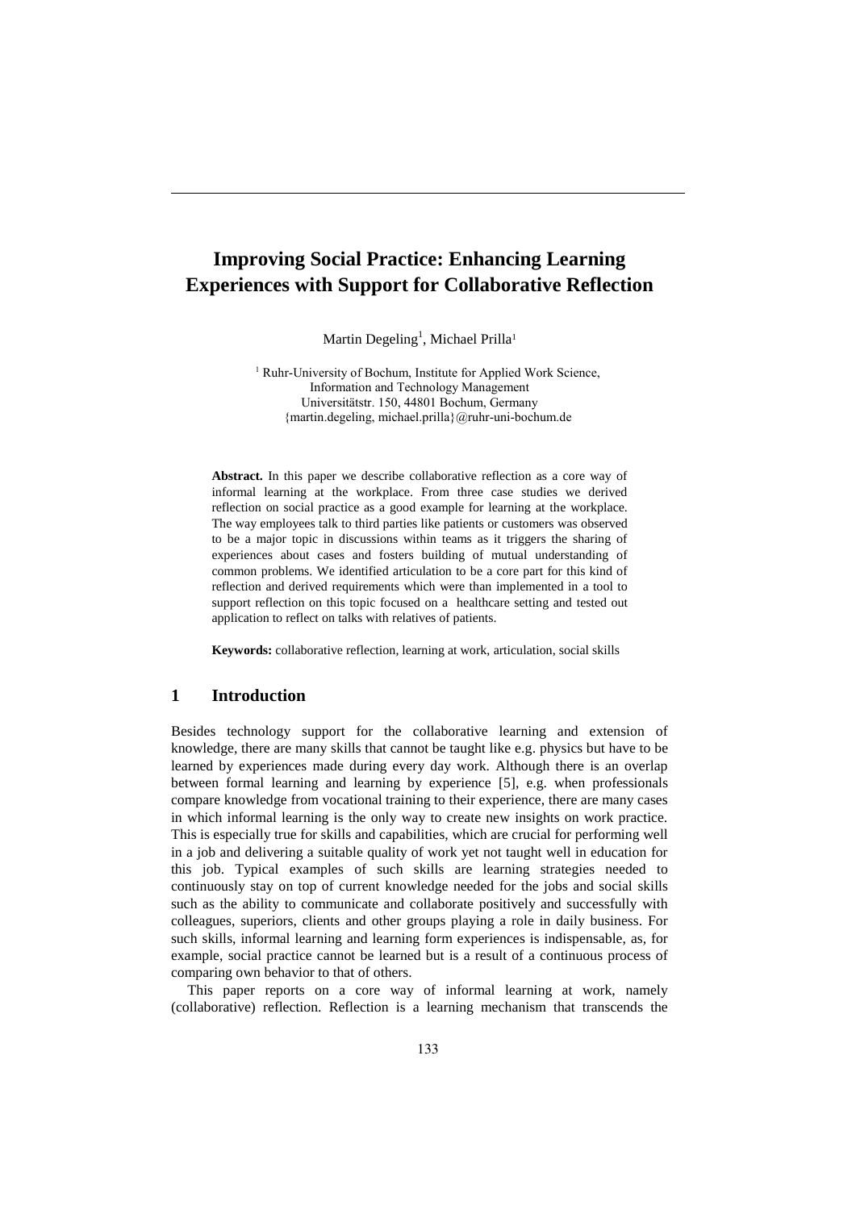# Improving Social Practice: Enhancing Learning Experiences with Support for Collaborative Reflection

Martin Degeling[1], Michael Prilla[1]

[1] Ruhr-University of Bochum, Institute for Applied Work Science, Information and Technology Management
Universitätstr. 150, 44801 Bochum, Germany
{martin.degeling, michael.prilla}@ruhr-uni-bochum.de

**Abstract.** In this paper we describe collaborative reflection as a core way of informal learning at the workplace. From three case studies we derived reflection on social practice as a good example for learning at the workplace. The way employees talk to third parties like patients or customers was observed to be a major topic in discussions within teams as it triggers the sharing of experiences about cases and fosters building of mutual understanding of common problems. We identified articulation to be a core part for this kind of reflection and derived requirements which were than implemented in a tool to support reflection on this topic focused on a healthcare setting and tested out application to reflect on talks with relatives of patients.

**Keywords:** collaborative reflection, learning at work, articulation, social skills

## 1 Introduction

Besides technology support for the collaborative learning and extension of knowledge, there are many skills that cannot be taught like e.g. physics but have to be learned by experiences made during every day work. Although there is an overlap between formal learning and learning by experience [5], e.g. when professionals compare knowledge from vocational training to their experience, there are many cases in which informal learning is the only way to create new insights on work practice. This is especially true for skills and capabilities, which are crucial for performing well in a job and delivering a suitable quality of work yet not taught well in education for this job. Typical examples of such skills are learning strategies needed to continuously stay on top of current knowledge needed for the jobs and social skills such as the ability to communicate and collaborate positively and successfully with colleagues, superiors, clients and other groups playing a role in daily business. For such skills, informal learning and learning form experiences is indispensable, as, for example, social practice cannot be learned but is a result of a continuous process of comparing own behavior to that of others.

This paper reports on a core way of informal learning at work, namely (collaborative) reflection. Reflection is a learning mechanism that transcends the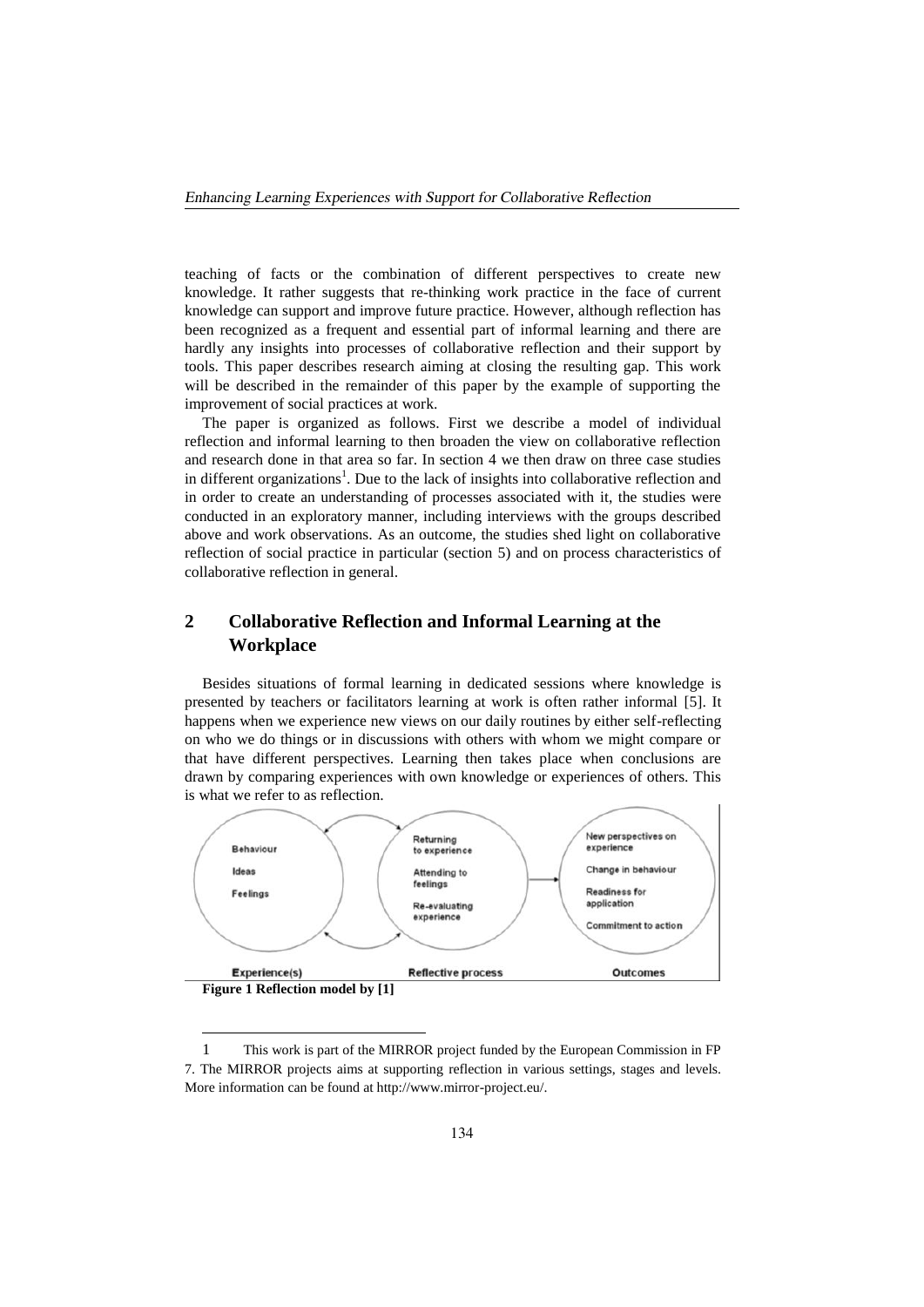teaching of facts or the combination of different perspectives to create new knowledge. It rather suggests that re-thinking work practice in the face of current knowledge can support and improve future practice. However, although reflection has been recognized as a frequent and essential part of informal learning and there are hardly any insights into processes of collaborative reflection and their support by tools. This paper describes research aiming at closing the resulting gap. This work will be described in the remainder of this paper by the example of supporting the improvement of social practices at work.

The paper is organized as follows. First we describe a model of individual reflection and informal learning to then broaden the view on collaborative reflection and research done in that area so far. In section 4 we then draw on three case studies in different organizations[1]. Due to the lack of insights into collaborative reflection and in order to create an understanding of processes associated with it, the studies were conducted in an exploratory manner, including interviews with the groups described above and work observations. As an outcome, the studies shed light on collaborative reflection of social practice in particular (section 5) and on process characteristics of collaborative reflection in general.

## 2 Collaborative Reflection and Informal Learning at the Workplace

Besides situations of formal learning in dedicated sessions where knowledge is presented by teachers or facilitators learning at work is often rather informal [5]. It happens when we experience new views on our daily routines by either self-reflecting on who we do things or in discussions with others with whom we might compare or that have different perspectives. Learning then takes place when conclusions are drawn by comparing experiences with own knowledge or experiences of others. This is what we refer to as reflection.

Experience(s): Behaviour, Ideas, Feelings

Reflective process: Returning to experience, Attending to feelings, Re-evaluating experience

Outcomes: New perspectives on experience, Change in behaviour, Readiness for application, Commitment to action

**Figure 1 Reflection model by [1]**

1 This work is part of the MIRROR project funded by the European Commission in FP 7. The MIRROR projects aims at supporting reflection in various settings, stages and levels. More information can be found at http://www.mirror-project.eu/.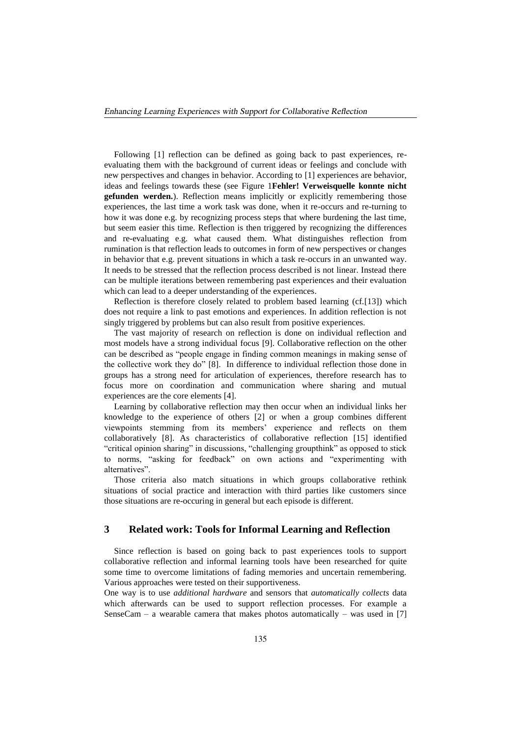Following [1] reflection can be defined as going back to past experiences, re-evaluating them with the background of current ideas or feelings and conclude with new perspectives and changes in behavior. According to [1] experiences are behavior, ideas and feelings towards these (see Figure 1**Fehler! Verweisquelle konnte nicht gefunden werden.**). Reflection means implicitly or explicitly remembering those experiences, the last time a work task was done, when it re-occurs and re-turning to how it was done e.g. by recognizing process steps that where burdening the last time, but seem easier this time. Reflection is then triggered by recognizing the differences and re-evaluating e.g. what caused them. What distinguishes reflection from rumination is that reflection leads to outcomes in form of new perspectives or changes in behavior that e.g. prevent situations in which a task re-occurs in an unwanted way. It needs to be stressed that the reflection process described is not linear. Instead there can be multiple iterations between remembering past experiences and their evaluation which can lead to a deeper understanding of the experiences.

Reflection is therefore closely related to problem based learning (cf.[13]) which does not require a link to past emotions and experiences. In addition reflection is not singly triggered by problems but can also result from positive experiences.

The vast majority of research on reflection is done on individual reflection and most models have a strong individual focus [9]. Collaborative reflection on the other can be described as "people engage in finding common meanings in making sense of the collective work they do" [8]. In difference to individual reflection those done in groups has a strong need for articulation of experiences, therefore research has to focus more on coordination and communication where sharing and mutual experiences are the core elements [4].

Learning by collaborative reflection may then occur when an individual links her knowledge to the experience of others [2] or when a group combines different viewpoints stemming from its members' experience and reflects on them collaboratively [8]. As characteristics of collaborative reflection [15] identified "critical opinion sharing" in discussions, "challenging groupthink" as opposed to stick to norms, "asking for feedback" on own actions and "experimenting with alternatives".

Those criteria also match situations in which groups collaborative rethink situations of social practice and interaction with third parties like customers since those situations are re-occuring in general but each episode is different.

## 3 Related work: Tools for Informal Learning and Reflection

Since reflection is based on going back to past experiences tools to support collaborative reflection and informal learning tools have been researched for quite some time to overcome limitations of fading memories and uncertain remembering. Various approaches were tested on their supportiveness.

One way is to use *additional hardware* and sensors that *automatically collects* data which afterwards can be used to support reflection processes. For example a SenseCam – a wearable camera that makes photos automatically – was used in [7]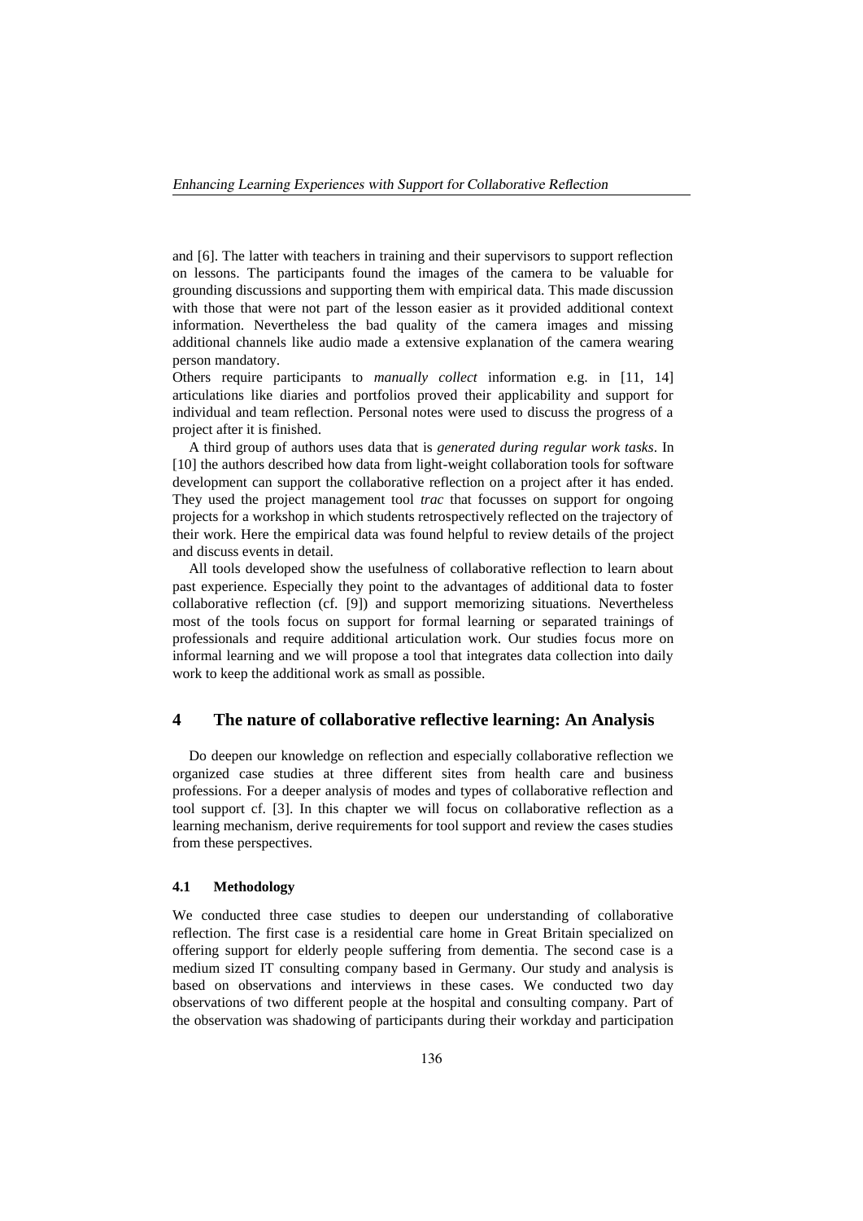and [6]. The latter with teachers in training and their supervisors to support reflection on lessons. The participants found the images of the camera to be valuable for grounding discussions and supporting them with empirical data. This made discussion with those that were not part of the lesson easier as it provided additional context information. Nevertheless the bad quality of the camera images and missing additional channels like audio made a extensive explanation of the camera wearing person mandatory.

Others require participants to *manually collect* information e.g. in [11, 14] articulations like diaries and portfolios proved their applicability and support for individual and team reflection. Personal notes were used to discuss the progress of a project after it is finished.

A third group of authors uses data that is *generated during regular work tasks*. In [10] the authors described how data from light-weight collaboration tools for software development can support the collaborative reflection on a project after it has ended. They used the project management tool *trac* that focusses on support for ongoing projects for a workshop in which students retrospectively reflected on the trajectory of their work. Here the empirical data was found helpful to review details of the project and discuss events in detail.

All tools developed show the usefulness of collaborative reflection to learn about past experience. Especially they point to the advantages of additional data to foster collaborative reflection (cf. [9]) and support memorizing situations. Nevertheless most of the tools focus on support for formal learning or separated trainings of professionals and require additional articulation work. Our studies focus more on informal learning and we will propose a tool that integrates data collection into daily work to keep the additional work as small as possible.

## 4 The nature of collaborative reflective learning: An Analysis

Do deepen our knowledge on reflection and especially collaborative reflection we organized case studies at three different sites from health care and business professions. For a deeper analysis of modes and types of collaborative reflection and tool support cf. [3]. In this chapter we will focus on collaborative reflection as a learning mechanism, derive requirements for tool support and review the cases studies from these perspectives.

### 4.1 Methodology

We conducted three case studies to deepen our understanding of collaborative reflection. The first case is a residential care home in Great Britain specialized on offering support for elderly people suffering from dementia. The second case is a medium sized IT consulting company based in Germany. Our study and analysis is based on observations and interviews in these cases. We conducted two day observations of two different people at the hospital and consulting company. Part of the observation was shadowing of participants during their workday and participation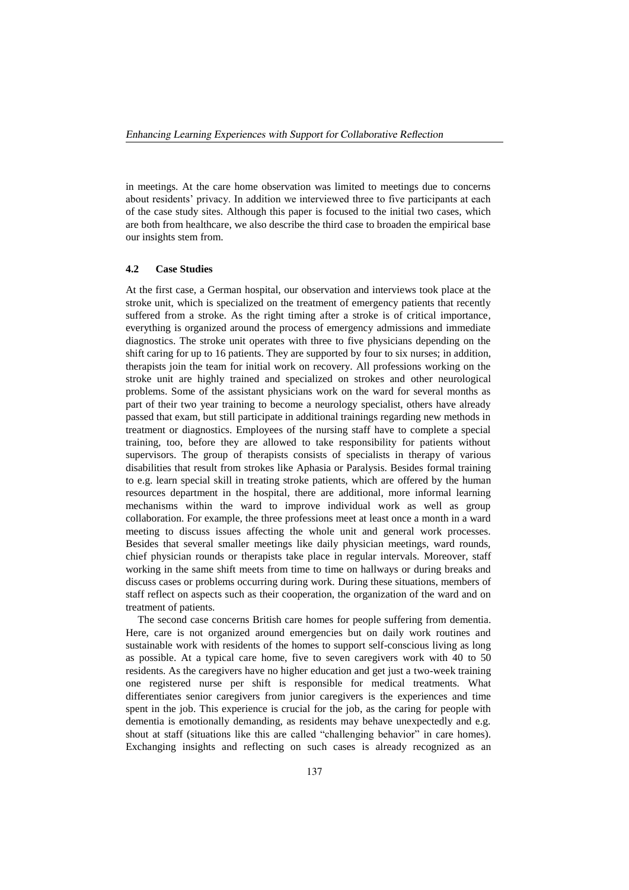in meetings. At the care home observation was limited to meetings due to concerns about residents' privacy. In addition we interviewed three to five participants at each of the case study sites. Although this paper is focused to the initial two cases, which are both from healthcare, we also describe the third case to broaden the empirical base our insights stem from.

### 4.2 Case Studies

At the first case, a German hospital, our observation and interviews took place at the stroke unit, which is specialized on the treatment of emergency patients that recently suffered from a stroke. As the right timing after a stroke is of critical importance, everything is organized around the process of emergency admissions and immediate diagnostics. The stroke unit operates with three to five physicians depending on the shift caring for up to 16 patients. They are supported by four to six nurses; in addition, therapists join the team for initial work on recovery. All professions working on the stroke unit are highly trained and specialized on strokes and other neurological problems. Some of the assistant physicians work on the ward for several months as part of their two year training to become a neurology specialist, others have already passed that exam, but still participate in additional trainings regarding new methods in treatment or diagnostics. Employees of the nursing staff have to complete a special training, too, before they are allowed to take responsibility for patients without supervisors. The group of therapists consists of specialists in therapy of various disabilities that result from strokes like Aphasia or Paralysis. Besides formal training to e.g. learn special skill in treating stroke patients, which are offered by the human resources department in the hospital, there are additional, more informal learning mechanisms within the ward to improve individual work as well as group collaboration. For example, the three professions meet at least once a month in a ward meeting to discuss issues affecting the whole unit and general work processes. Besides that several smaller meetings like daily physician meetings, ward rounds, chief physician rounds or therapists take place in regular intervals. Moreover, staff working in the same shift meets from time to time on hallways or during breaks and discuss cases or problems occurring during work. During these situations, members of staff reflect on aspects such as their cooperation, the organization of the ward and on treatment of patients.

The second case concerns British care homes for people suffering from dementia. Here, care is not organized around emergencies but on daily work routines and sustainable work with residents of the homes to support self-conscious living as long as possible. At a typical care home, five to seven caregivers work with 40 to 50 residents. As the caregivers have no higher education and get just a two-week training one registered nurse per shift is responsible for medical treatments. What differentiates senior caregivers from junior caregivers is the experiences and time spent in the job. This experience is crucial for the job, as the caring for people with dementia is emotionally demanding, as residents may behave unexpectedly and e.g. shout at staff (situations like this are called "challenging behavior" in care homes). Exchanging insights and reflecting on such cases is already recognized as an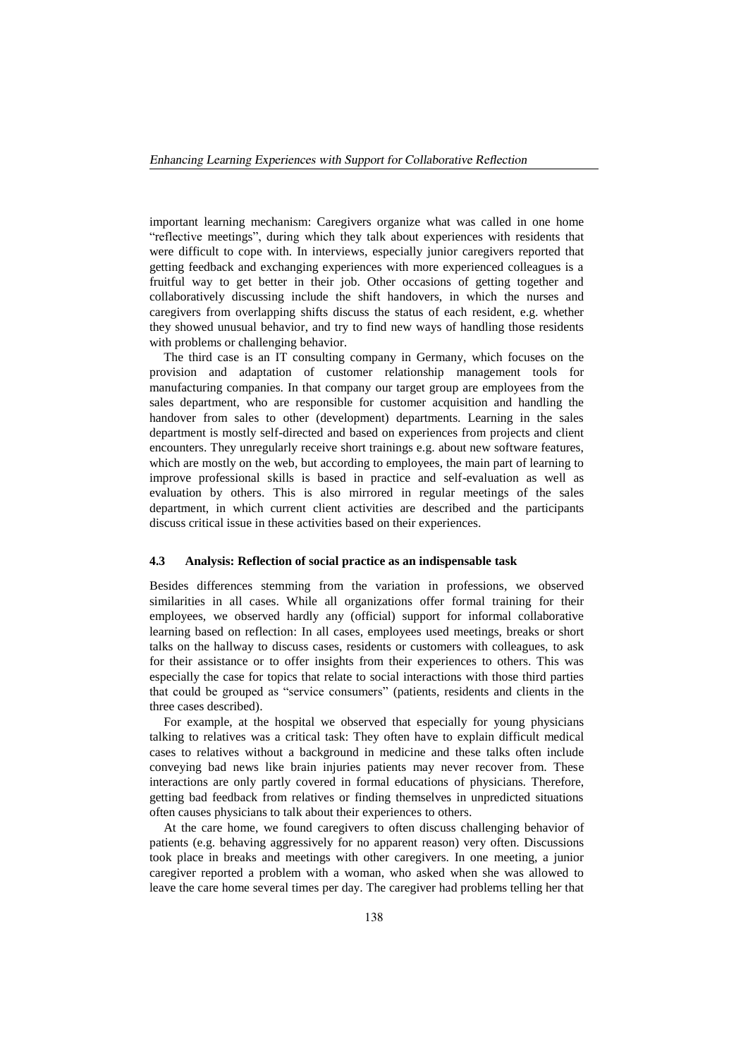important learning mechanism: Caregivers organize what was called in one home "reflective meetings", during which they talk about experiences with residents that were difficult to cope with. In interviews, especially junior caregivers reported that getting feedback and exchanging experiences with more experienced colleagues is a fruitful way to get better in their job. Other occasions of getting together and collaboratively discussing include the shift handovers, in which the nurses and caregivers from overlapping shifts discuss the status of each resident, e.g. whether they showed unusual behavior, and try to find new ways of handling those residents with problems or challenging behavior.

The third case is an IT consulting company in Germany, which focuses on the provision and adaptation of customer relationship management tools for manufacturing companies. In that company our target group are employees from the sales department, who are responsible for customer acquisition and handling the handover from sales to other (development) departments. Learning in the sales department is mostly self-directed and based on experiences from projects and client encounters. They unregularly receive short trainings e.g. about new software features, which are mostly on the web, but according to employees, the main part of learning to improve professional skills is based in practice and self-evaluation as well as evaluation by others. This is also mirrored in regular meetings of the sales department, in which current client activities are described and the participants discuss critical issue in these activities based on their experiences.

### 4.3 Analysis: Reflection of social practice as an indispensable task

Besides differences stemming from the variation in professions, we observed similarities in all cases. While all organizations offer formal training for their employees, we observed hardly any (official) support for informal collaborative learning based on reflection: In all cases, employees used meetings, breaks or short talks on the hallway to discuss cases, residents or customers with colleagues, to ask for their assistance or to offer insights from their experiences to others. This was especially the case for topics that relate to social interactions with those third parties that could be grouped as "service consumers" (patients, residents and clients in the three cases described).

For example, at the hospital we observed that especially for young physicians talking to relatives was a critical task: They often have to explain difficult medical cases to relatives without a background in medicine and these talks often include conveying bad news like brain injuries patients may never recover from. These interactions are only partly covered in formal educations of physicians. Therefore, getting bad feedback from relatives or finding themselves in unpredicted situations often causes physicians to talk about their experiences to others.

At the care home, we found caregivers to often discuss challenging behavior of patients (e.g. behaving aggressively for no apparent reason) very often. Discussions took place in breaks and meetings with other caregivers. In one meeting, a junior caregiver reported a problem with a woman, who asked when she was allowed to leave the care home several times per day. The caregiver had problems telling her that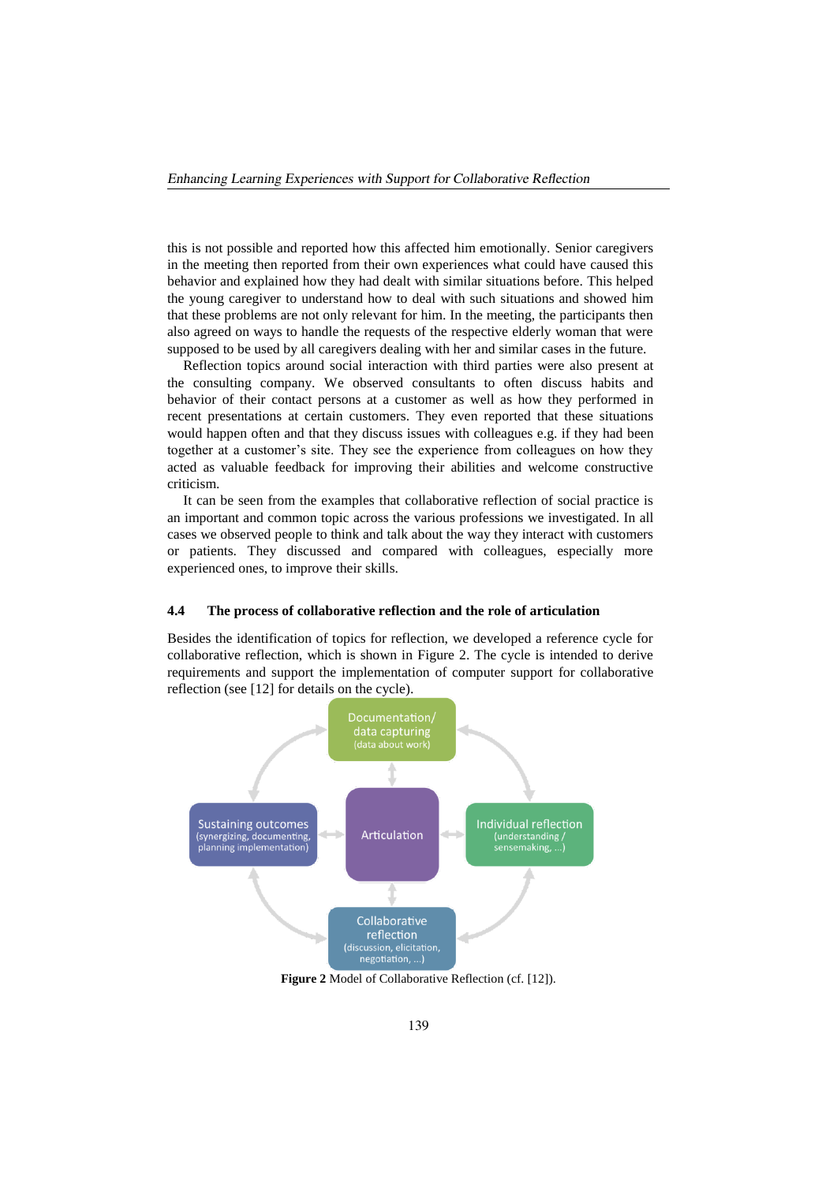this is not possible and reported how this affected him emotionally. Senior caregivers in the meeting then reported from their own experiences what could have caused this behavior and explained how they had dealt with similar situations before. This helped the young caregiver to understand how to deal with such situations and showed him that these problems are not only relevant for him. In the meeting, the participants then also agreed on ways to handle the requests of the respective elderly woman that were supposed to be used by all caregivers dealing with her and similar cases in the future.

Reflection topics around social interaction with third parties were also present at the consulting company. We observed consultants to often discuss habits and behavior of their contact persons at a customer as well as how they performed in recent presentations at certain customers. They even reported that these situations would happen often and that they discuss issues with colleagues e.g. if they had been together at a customer's site. They see the experience from colleagues on how they acted as valuable feedback for improving their abilities and welcome constructive criticism.

It can be seen from the examples that collaborative reflection of social practice is an important and common topic across the various professions we investigated. In all cases we observed people to think and talk about the way they interact with customers or patients. They discussed and compared with colleagues, especially more experienced ones, to improve their skills.

### 4.4 The process of collaborative reflection and the role of articulation

Besides the identification of topics for reflection, we developed a reference cycle for collaborative reflection, which is shown in Figure 2. The cycle is intended to derive requirements and support the implementation of computer support for collaborative reflection (see [12] for details on the cycle).

**Figure 2** Model of Collaborative Reflection (cf. [12]).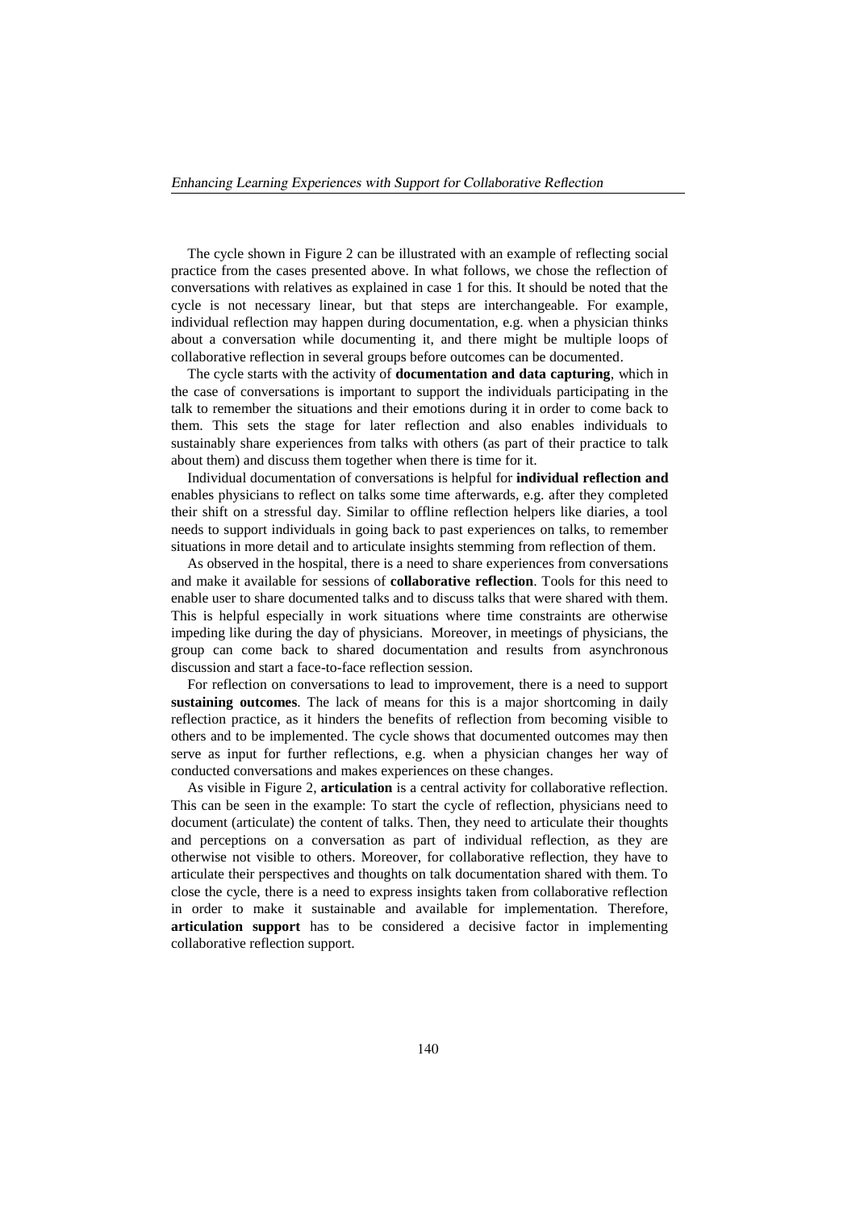The cycle shown in Figure 2 can be illustrated with an example of reflecting social practice from the cases presented above. In what follows, we chose the reflection of conversations with relatives as explained in case 1 for this. It should be noted that the cycle is not necessary linear, but that steps are interchangeable. For example, individual reflection may happen during documentation, e.g. when a physician thinks about a conversation while documenting it, and there might be multiple loops of collaborative reflection in several groups before outcomes can be documented.

The cycle starts with the activity of **documentation and data capturing**, which in the case of conversations is important to support the individuals participating in the talk to remember the situations and their emotions during it in order to come back to them. This sets the stage for later reflection and also enables individuals to sustainably share experiences from talks with others (as part of their practice to talk about them) and discuss them together when there is time for it.

Individual documentation of conversations is helpful for **individual reflection and** enables physicians to reflect on talks some time afterwards, e.g. after they completed their shift on a stressful day. Similar to offline reflection helpers like diaries, a tool needs to support individuals in going back to past experiences on talks, to remember situations in more detail and to articulate insights stemming from reflection of them.

As observed in the hospital, there is a need to share experiences from conversations and make it available for sessions of **collaborative reflection**. Tools for this need to enable user to share documented talks and to discuss talks that were shared with them. This is helpful especially in work situations where time constraints are otherwise impeding like during the day of physicians. Moreover, in meetings of physicians, the group can come back to shared documentation and results from asynchronous discussion and start a face-to-face reflection session.

For reflection on conversations to lead to improvement, there is a need to support **sustaining outcomes**. The lack of means for this is a major shortcoming in daily reflection practice, as it hinders the benefits of reflection from becoming visible to others and to be implemented. The cycle shows that documented outcomes may then serve as input for further reflections, e.g. when a physician changes her way of conducted conversations and makes experiences on these changes.

As visible in Figure 2, **articulation** is a central activity for collaborative reflection. This can be seen in the example: To start the cycle of reflection, physicians need to document (articulate) the content of talks. Then, they need to articulate their thoughts and perceptions on a conversation as part of individual reflection, as they are otherwise not visible to others. Moreover, for collaborative reflection, they have to articulate their perspectives and thoughts on talk documentation shared with them. To close the cycle, there is a need to express insights taken from collaborative reflection in order to make it sustainable and available for implementation. Therefore, **articulation support** has to be considered a decisive factor in implementing collaborative reflection support.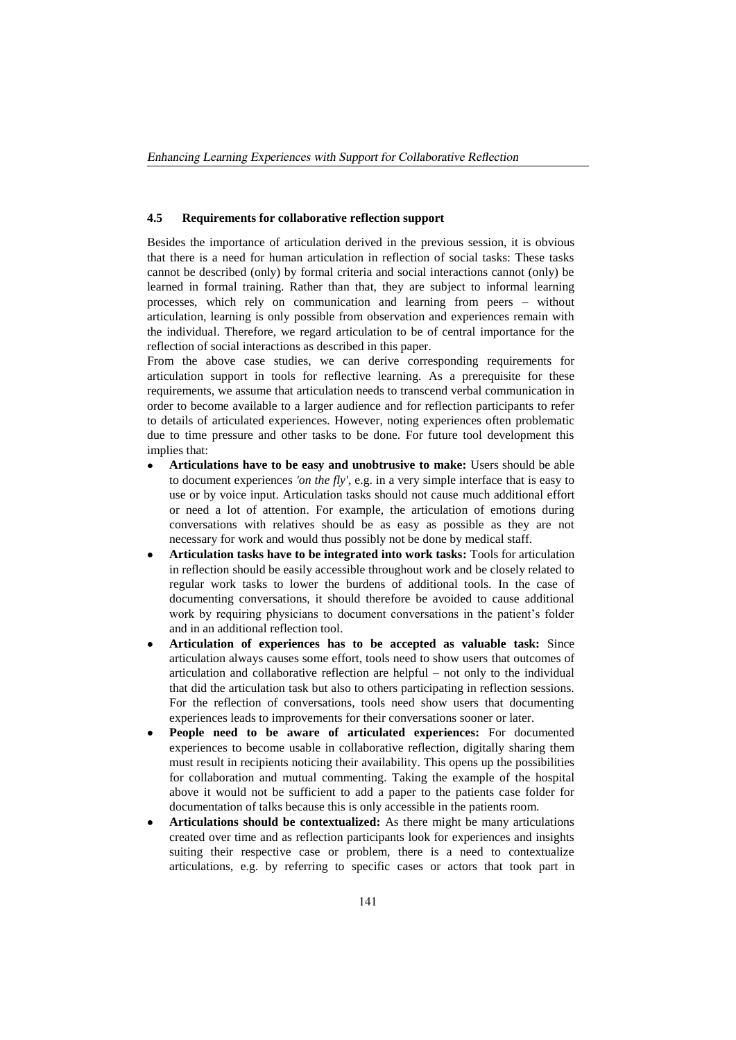### 4.5 Requirements for collaborative reflection support

Besides the importance of articulation derived in the previous session, it is obvious that there is a need for human articulation in reflection of social tasks: These tasks cannot be described (only) by formal criteria and social interactions cannot (only) be learned in formal training. Rather than that, they are subject to informal learning processes, which rely on communication and learning from peers – without articulation, learning is only possible from observation and experiences remain with the individual. Therefore, we regard articulation to be of central importance for the reflection of social interactions as described in this paper.

From the above case studies, we can derive corresponding requirements for articulation support in tools for reflective learning. As a prerequisite for these requirements, we assume that articulation needs to transcend verbal communication in order to become available to a larger audience and for reflection participants to refer to details of articulated experiences. However, noting experiences often problematic due to time pressure and other tasks to be done. For future tool development this implies that:

- **Articulations have to be easy and unobtrusive to make:** Users should be able to document experiences *'on the fly'*, e.g. in a very simple interface that is easy to use or by voice input. Articulation tasks should not cause much additional effort or need a lot of attention. For example, the articulation of emotions during conversations with relatives should be as easy as possible as they are not necessary for work and would thus possibly not be done by medical staff.
- **Articulation tasks have to be integrated into work tasks:** Tools for articulation in reflection should be easily accessible throughout work and be closely related to regular work tasks to lower the burdens of additional tools. In the case of documenting conversations, it should therefore be avoided to cause additional work by requiring physicians to document conversations in the patient's folder and in an additional reflection tool.
- **Articulation of experiences has to be accepted as valuable task:** Since articulation always causes some effort, tools need to show users that outcomes of articulation and collaborative reflection are helpful – not only to the individual that did the articulation task but also to others participating in reflection sessions. For the reflection of conversations, tools need show users that documenting experiences leads to improvements for their conversations sooner or later.
- **People need to be aware of articulated experiences:** For documented experiences to become usable in collaborative reflection, digitally sharing them must result in recipients noticing their availability. This opens up the possibilities for collaboration and mutual commenting. Taking the example of the hospital above it would not be sufficient to add a paper to the patients case folder for documentation of talks because this is only accessible in the patients room.
- **Articulations should be contextualized:** As there might be many articulations created over time and as reflection participants look for experiences and insights suiting their respective case or problem, there is a need to contextualize articulations, e.g. by referring to specific cases or actors that took part in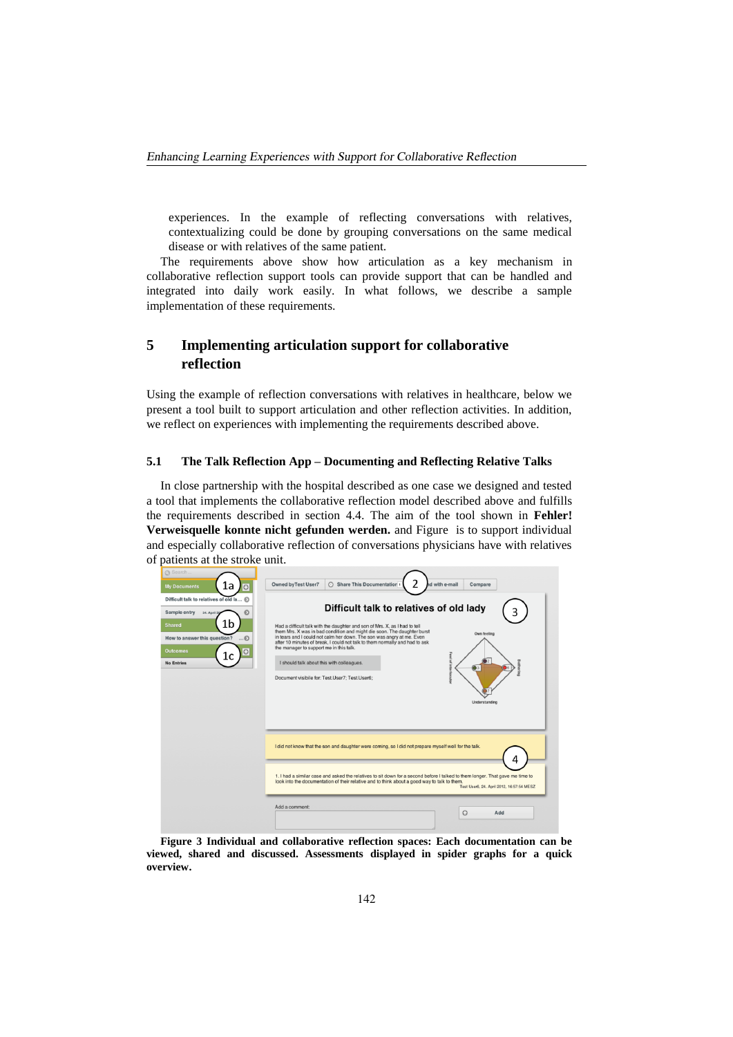experiences. In the example of reflecting conversations with relatives, contextualizing could be done by grouping conversations on the same medical disease or with relatives of the same patient.

The requirements above show how articulation as a key mechanism in collaborative reflection support tools can provide support that can be handled and integrated into daily work easily. In what follows, we describe a sample implementation of these requirements.

# 5 Implementing articulation support for collaborative reflection

Using the example of reflection conversations with relatives in healthcare, below we present a tool built to support articulation and other reflection activities. In addition, we reflect on experiences with implementing the requirements described above.

## 5.1 The Talk Reflection App – Documenting and Reflecting Relative Talks

In close partnership with the hospital described as one case we designed and tested a tool that implements the collaborative reflection model described above and fulfills the requirements described in section 4.4. The aim of the tool shown in **Fehler! Verweisquelle konnte nicht gefunden werden.** and Figure  is to support individual and especially collaborative reflection of conversations physicians have with relatives of patients at the stroke unit.

**Figure 3 Individual and collaborative reflection spaces: Each documentation can be viewed, shared and discussed. Assessments displayed in spider graphs for a quick overview.**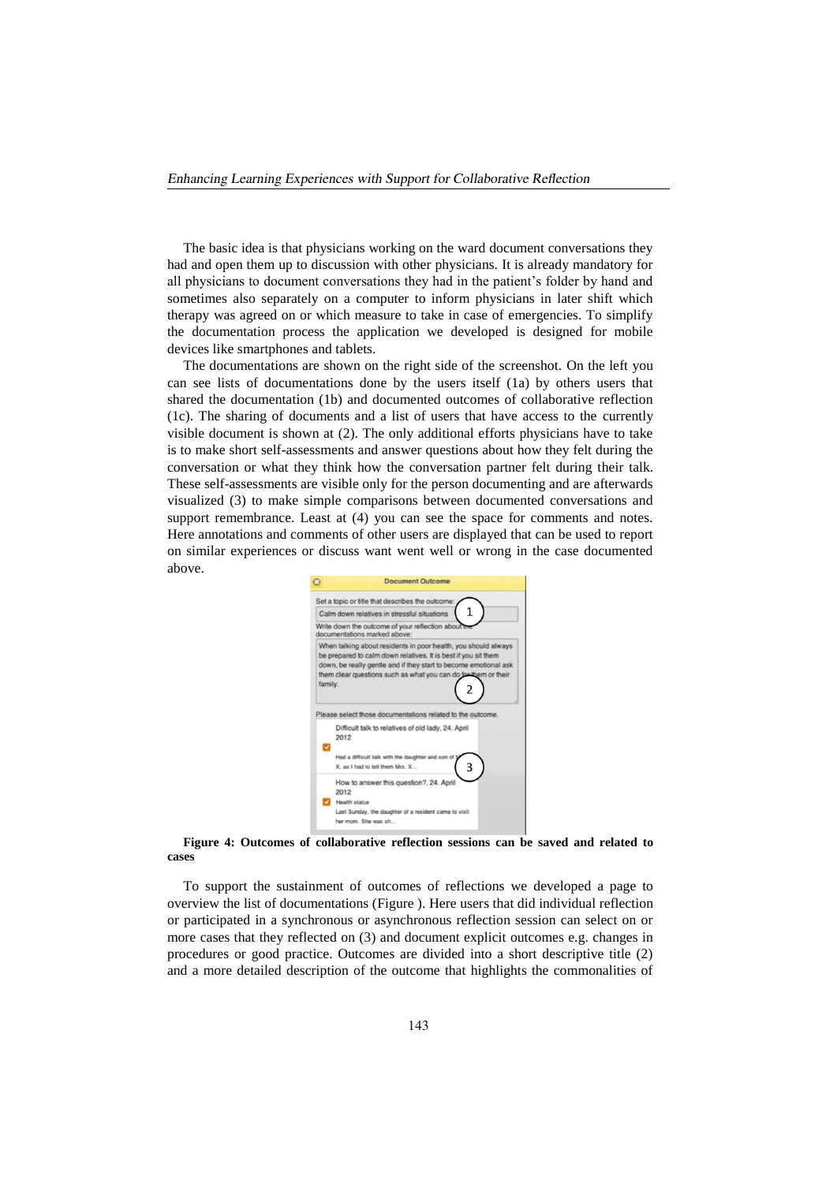The basic idea is that physicians working on the ward document conversations they had and open them up to discussion with other physicians. It is already mandatory for all physicians to document conversations they had in the patient's folder by hand and sometimes also separately on a computer to inform physicians in later shift which therapy was agreed on or which measure to take in case of emergencies. To simplify the documentation process the application we developed is designed for mobile devices like smartphones and tablets.

The documentations are shown on the right side of the screenshot. On the left you can see lists of documentations done by the users itself (1a) by others users that shared the documentation (1b) and documented outcomes of collaborative reflection (1c). The sharing of documents and a list of users that have access to the currently visible document is shown at (2). The only additional efforts physicians have to take is to make short self-assessments and answer questions about how they felt during the conversation or what they think how the conversation partner felt during their talk. These self-assessments are visible only for the person documenting and are afterwards visualized (3) to make simple comparisons between documented conversations and support remembrance. Least at (4) you can see the space for comments and notes. Here annotations and comments of other users are displayed that can be used to report on similar experiences or discuss want went well or wrong in the case documented above.

**Figure 4: Outcomes of collaborative reflection sessions can be saved and related to cases**

To support the sustainment of outcomes of reflections we developed a page to overview the list of documentations (Figure ). Here users that did individual reflection or participated in a synchronous or asynchronous reflection session can select on or more cases that they reflected on (3) and document explicit outcomes e.g. changes in procedures or good practice. Outcomes are divided into a short descriptive title (2) and a more detailed description of the outcome that highlights the commonalities of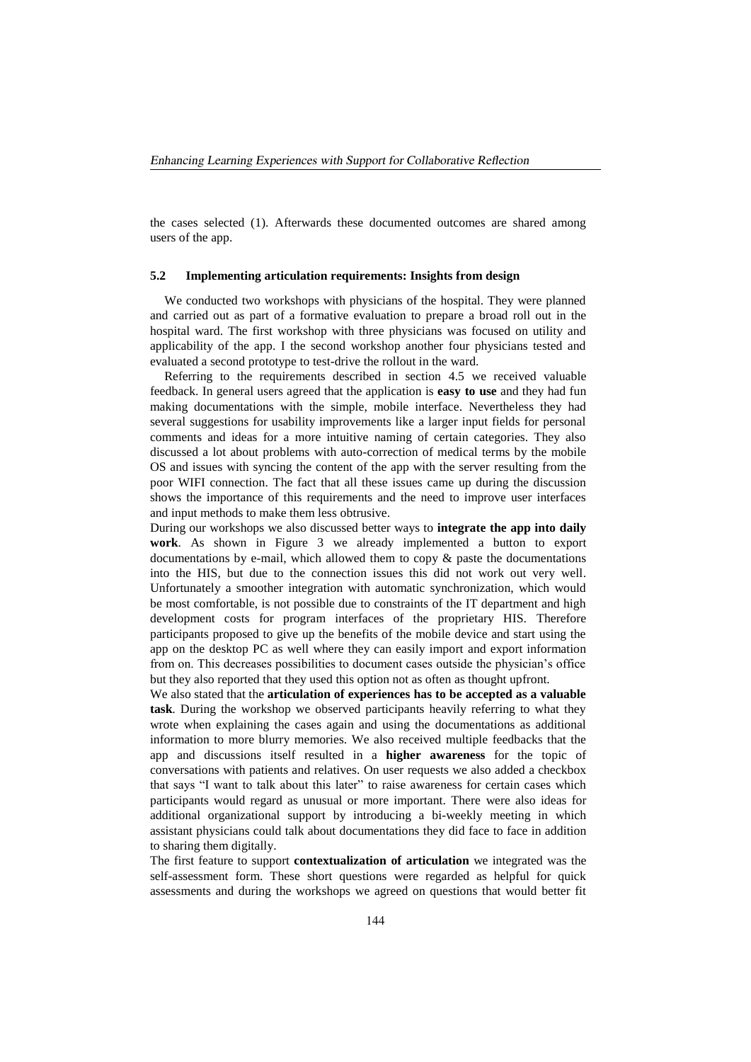the cases selected (1). Afterwards these documented outcomes are shared among users of the app.

### 5.2 Implementing articulation requirements: Insights from design

We conducted two workshops with physicians of the hospital. They were planned and carried out as part of a formative evaluation to prepare a broad roll out in the hospital ward. The first workshop with three physicians was focused on utility and applicability of the app. I the second workshop another four physicians tested and evaluated a second prototype to test-drive the rollout in the ward.

Referring to the requirements described in section 4.5 we received valuable feedback. In general users agreed that the application is **easy to use** and they had fun making documentations with the simple, mobile interface. Nevertheless they had several suggestions for usability improvements like a larger input fields for personal comments and ideas for a more intuitive naming of certain categories. They also discussed a lot about problems with auto-correction of medical terms by the mobile OS and issues with syncing the content of the app with the server resulting from the poor WIFI connection. The fact that all these issues came up during the discussion shows the importance of this requirements and the need to improve user interfaces and input methods to make them less obtrusive.

During our workshops we also discussed better ways to **integrate the app into daily work**. As shown in Figure 3 we already implemented a button to export documentations by e-mail, which allowed them to copy & paste the documentations into the HIS, but due to the connection issues this did not work out very well. Unfortunately a smoother integration with automatic synchronization, which would be most comfortable, is not possible due to constraints of the IT department and high development costs for program interfaces of the proprietary HIS. Therefore participants proposed to give up the benefits of the mobile device and start using the app on the desktop PC as well where they can easily import and export information from on. This decreases possibilities to document cases outside the physician's office but they also reported that they used this option not as often as thought upfront.

We also stated that the **articulation of experiences has to be accepted as a valuable task**. During the workshop we observed participants heavily referring to what they wrote when explaining the cases again and using the documentations as additional information to more blurry memories. We also received multiple feedbacks that the app and discussions itself resulted in a **higher awareness** for the topic of conversations with patients and relatives. On user requests we also added a checkbox that says "I want to talk about this later" to raise awareness for certain cases which participants would regard as unusual or more important. There were also ideas for additional organizational support by introducing a bi-weekly meeting in which assistant physicians could talk about documentations they did face to face in addition to sharing them digitally.

The first feature to support **contextualization of articulation** we integrated was the self-assessment form. These short questions were regarded as helpful for quick assessments and during the workshops we agreed on questions that would better fit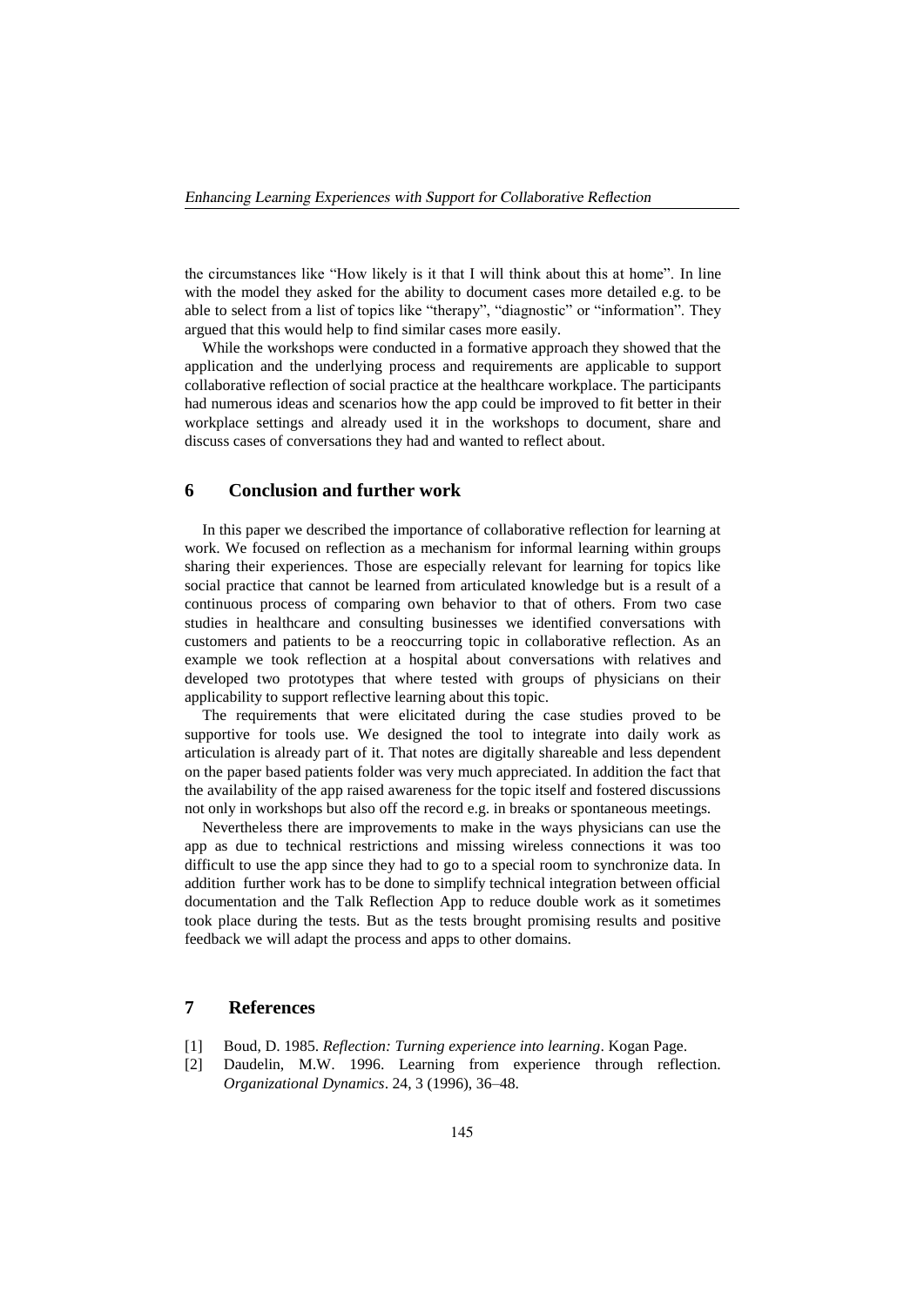the circumstances like "How likely is it that I will think about this at home". In line with the model they asked for the ability to document cases more detailed e.g. to be able to select from a list of topics like "therapy", "diagnostic" or "information". They argued that this would help to find similar cases more easily.

While the workshops were conducted in a formative approach they showed that the application and the underlying process and requirements are applicable to support collaborative reflection of social practice at the healthcare workplace. The participants had numerous ideas and scenarios how the app could be improved to fit better in their workplace settings and already used it in the workshops to document, share and discuss cases of conversations they had and wanted to reflect about.

## 6 Conclusion and further work

In this paper we described the importance of collaborative reflection for learning at work. We focused on reflection as a mechanism for informal learning within groups sharing their experiences. Those are especially relevant for learning for topics like social practice that cannot be learned from articulated knowledge but is a result of a continuous process of comparing own behavior to that of others. From two case studies in healthcare and consulting businesses we identified conversations with customers and patients to be a reoccurring topic in collaborative reflection. As an example we took reflection at a hospital about conversations with relatives and developed two prototypes that where tested with groups of physicians on their applicability to support reflective learning about this topic.

The requirements that were elicitated during the case studies proved to be supportive for tools use. We designed the tool to integrate into daily work as articulation is already part of it. That notes are digitally shareable and less dependent on the paper based patients folder was very much appreciated. In addition the fact that the availability of the app raised awareness for the topic itself and fostered discussions not only in workshops but also off the record e.g. in breaks or spontaneous meetings.

Nevertheless there are improvements to make in the ways physicians can use the app as due to technical restrictions and missing wireless connections it was too difficult to use the app since they had to go to a special room to synchronize data. In addition further work has to be done to simplify technical integration between official documentation and the Talk Reflection App to reduce double work as it sometimes took place during the tests. But as the tests brought promising results and positive feedback we will adapt the process and apps to other domains.

## 7 References

[1] Boud, D. 1985. *Reflection: Turning experience into learning*. Kogan Page.

[2] Daudelin, M.W. 1996. Learning from experience through reflection. *Organizational Dynamics*. 24, 3 (1996), 36–48.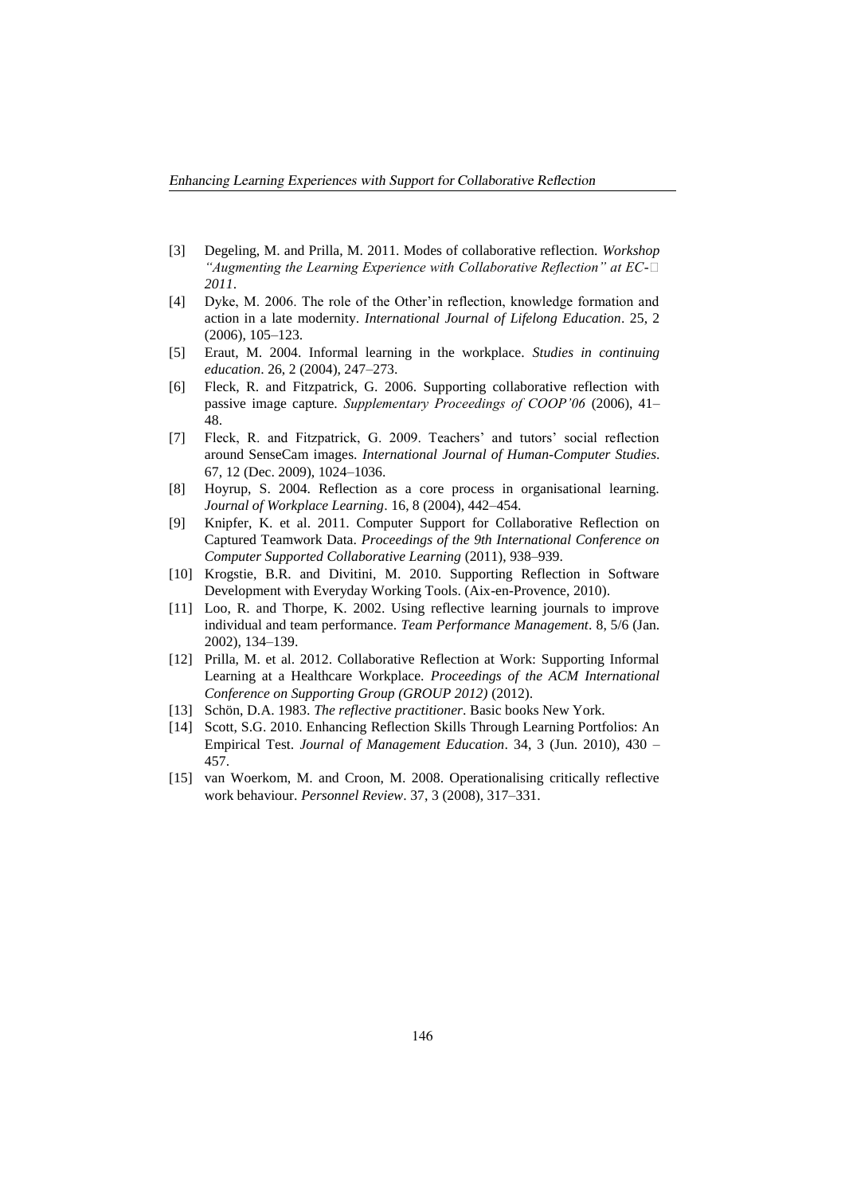[3] Degeling, M. and Prilla, M. 2011. Modes of collaborative reflection. *Workshop "Augmenting the Learning Experience with Collaborative Reflection" at EC-□ 2011*.

[4] Dyke, M. 2006. The role of the Other'in reflection, knowledge formation and action in a late modernity. *International Journal of Lifelong Education*. 25, 2 (2006), 105–123.

[5] Eraut, M. 2004. Informal learning in the workplace. *Studies in continuing education*. 26, 2 (2004), 247–273.

[6] Fleck, R. and Fitzpatrick, G. 2006. Supporting collaborative reflection with passive image capture. *Supplementary Proceedings of COOP'06* (2006), 41–48.

[7] Fleck, R. and Fitzpatrick, G. 2009. Teachers' and tutors' social reflection around SenseCam images. *International Journal of Human-Computer Studies*. 67, 12 (Dec. 2009), 1024–1036.

[8] Hoyrup, S. 2004. Reflection as a core process in organisational learning. *Journal of Workplace Learning*. 16, 8 (2004), 442–454.

[9] Knipfer, K. et al. 2011. Computer Support for Collaborative Reflection on Captured Teamwork Data. *Proceedings of the 9th International Conference on Computer Supported Collaborative Learning* (2011), 938–939.

[10] Krogstie, B.R. and Divitini, M. 2010. Supporting Reflection in Software Development with Everyday Working Tools. (Aix-en-Provence, 2010).

[11] Loo, R. and Thorpe, K. 2002. Using reflective learning journals to improve individual and team performance. *Team Performance Management*. 8, 5/6 (Jan. 2002), 134–139.

[12] Prilla, M. et al. 2012. Collaborative Reflection at Work: Supporting Informal Learning at a Healthcare Workplace. *Proceedings of the ACM International Conference on Supporting Group (GROUP 2012)* (2012).

[13] Schön, D.A. 1983. *The reflective practitioner*. Basic books New York.

[14] Scott, S.G. 2010. Enhancing Reflection Skills Through Learning Portfolios: An Empirical Test. *Journal of Management Education*. 34, 3 (Jun. 2010), 430 – 457.

[15] van Woerkom, M. and Croon, M. 2008. Operationalising critically reflective work behaviour. *Personnel Review*. 37, 3 (2008), 317–331.